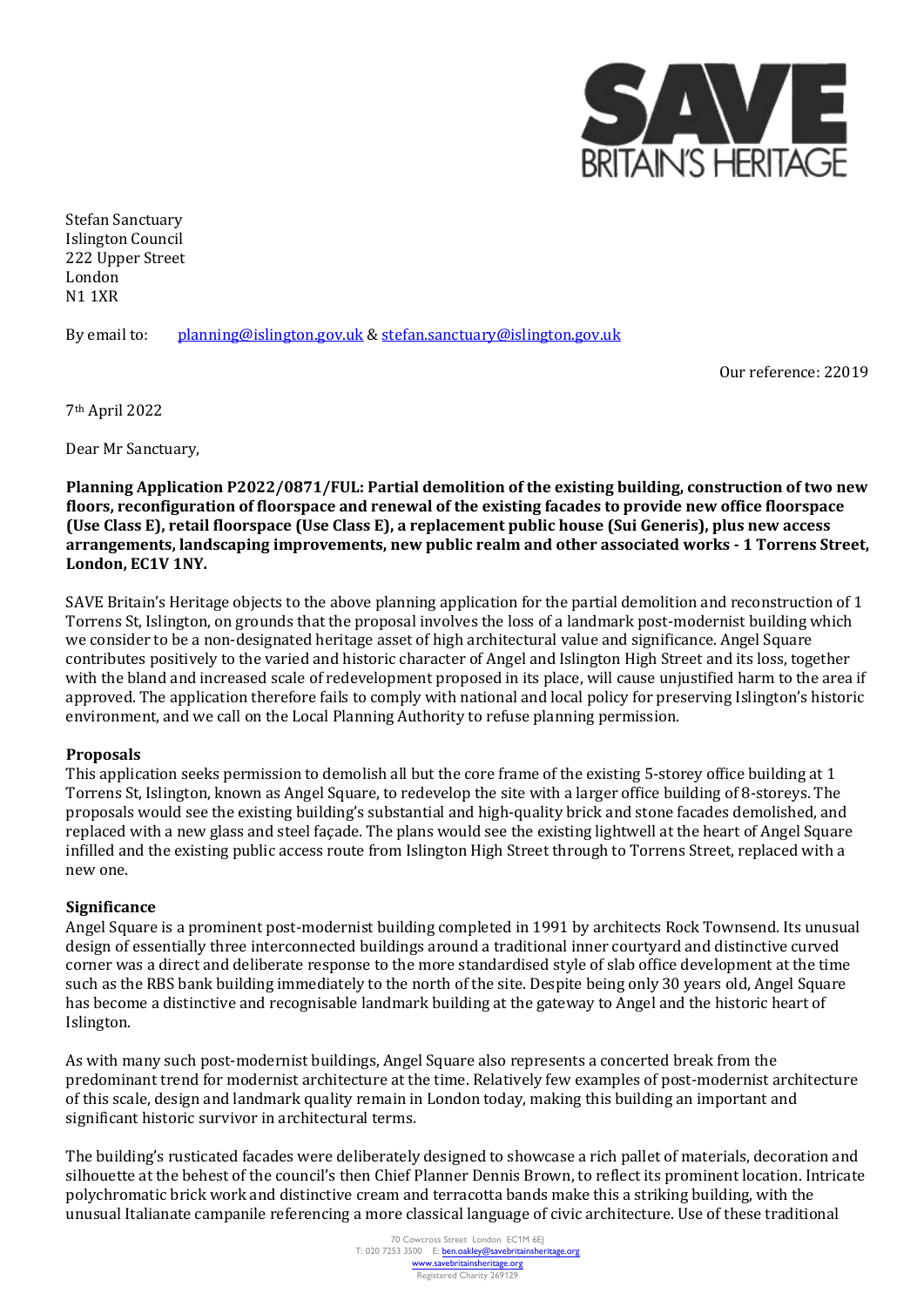Stefan Sanctuary
Islington Council
222 Upper Street
London
N1 1XR

By email to: planning@islington.gov.uk & stefan.sanctuary@islington.gov.uk

Our reference: 22019

7th April 2022

Dear Mr Sanctuary,

**Planning Application P2022/0871/FUL: Partial demolition of the existing building, construction of two new floors, reconfiguration of floorspace and renewal of the existing facades to provide new office floorspace (Use Class E), retail floorspace (Use Class E), a replacement public house (Sui Generis), plus new access arrangements, landscaping improvements, new public realm and other associated works - 1 Torrens Street, London, EC1V 1NY.**

SAVE Britain's Heritage objects to the above planning application for the partial demolition and reconstruction of 1 Torrens St, Islington, on grounds that the proposal involves the loss of a landmark post-modernist building which we consider to be a non-designated heritage asset of high architectural value and significance. Angel Square contributes positively to the varied and historic character of Angel and Islington High Street and its loss, together with the bland and increased scale of redevelopment proposed in its place, will cause unjustified harm to the area if approved. The application therefore fails to comply with national and local policy for preserving Islington's historic environment, and we call on the Local Planning Authority to refuse planning permission.

**Proposals**

This application seeks permission to demolish all but the core frame of the existing 5-storey office building at 1 Torrens St, Islington, known as Angel Square, to redevelop the site with a larger office building of 8-storeys. The proposals would see the existing building's substantial and high-quality brick and stone facades demolished, and replaced with a new glass and steel façade. The plans would see the existing lightwell at the heart of Angel Square infilled and the existing public access route from Islington High Street through to Torrens Street, replaced with a new one.

**Significance**

Angel Square is a prominent post-modernist building completed in 1991 by architects Rock Townsend. Its unusual design of essentially three interconnected buildings around a traditional inner courtyard and distinctive curved corner was a direct and deliberate response to the more standardised style of slab office development at the time such as the RBS bank building immediately to the north of the site. Despite being only 30 years old, Angel Square has become a distinctive and recognisable landmark building at the gateway to Angel and the historic heart of Islington.

As with many such post-modernist buildings, Angel Square also represents a concerted break from the predominant trend for modernist architecture at the time. Relatively few examples of post-modernist architecture of this scale, design and landmark quality remain in London today, making this building an important and significant historic survivor in architectural terms.

The building's rusticated facades were deliberately designed to showcase a rich pallet of materials, decoration and silhouette at the behest of the council's then Chief Planner Dennis Brown, to reflect its prominent location. Intricate polychromatic brick work and distinctive cream and terracotta bands make this a striking building, with the unusual Italianate campanile referencing a more classical language of civic architecture. Use of these traditional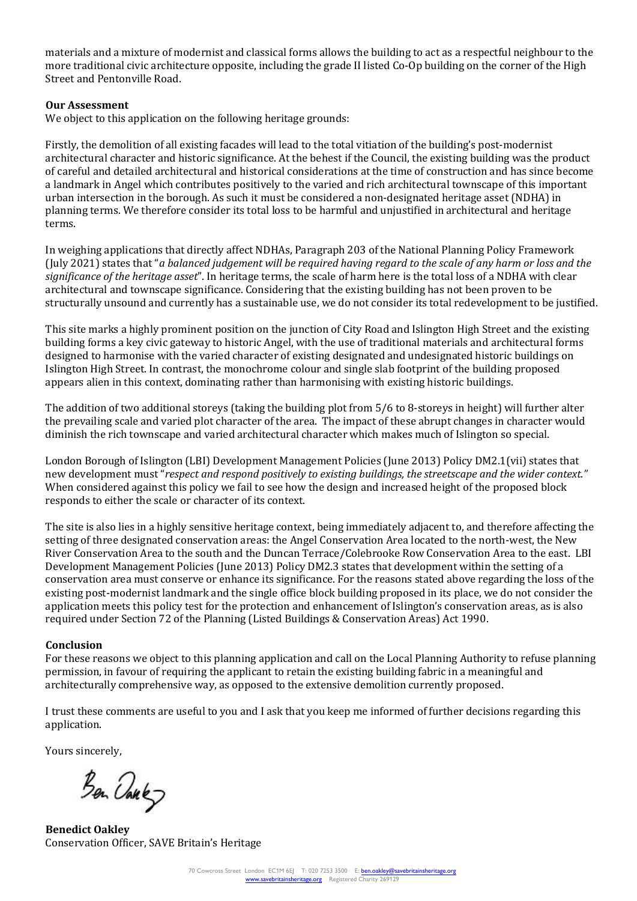materials and a mixture of modernist and classical forms allows the building to act as a respectful neighbour to the more traditional civic architecture opposite, including the grade II listed Co-Op building on the corner of the High Street and Pentonville Road.

**Our Assessment**

We object to this application on the following heritage grounds:

Firstly, the demolition of all existing facades will lead to the total vitiation of the building's post-modernist architectural character and historic significance. At the behest if the Council, the existing building was the product of careful and detailed architectural and historical considerations at the time of construction and has since become a landmark in Angel which contributes positively to the varied and rich architectural townscape of this important urban intersection in the borough. As such it must be considered a non-designated heritage asset (NDHA) in planning terms. We therefore consider its total loss to be harmful and unjustified in architectural and heritage terms.

In weighing applications that directly affect NDHAs, Paragraph 203 of the National Planning Policy Framework (July 2021) states that "*a balanced judgement will be required having regard to the scale of any harm or loss and the significance of the heritage asset*". In heritage terms, the scale of harm here is the total loss of a NDHA with clear architectural and townscape significance. Considering that the existing building has not been proven to be structurally unsound and currently has a sustainable use, we do not consider its total redevelopment to be justified.

This site marks a highly prominent position on the junction of City Road and Islington High Street and the existing building forms a key civic gateway to historic Angel, with the use of traditional materials and architectural forms designed to harmonise with the varied character of existing designated and undesignated historic buildings on Islington High Street. In contrast, the monochrome colour and single slab footprint of the building proposed appears alien in this context, dominating rather than harmonising with existing historic buildings.

The addition of two additional storeys (taking the building plot from 5/6 to 8-storeys in height) will further alter the prevailing scale and varied plot character of the area. The impact of these abrupt changes in character would diminish the rich townscape and varied architectural character which makes much of Islington so special.

London Borough of Islington (LBI) Development Management Policies (June 2013) Policy DM2.1(vii) states that new development must "*respect and respond positively to existing buildings, the streetscape and the wider context.*" When considered against this policy we fail to see how the design and increased height of the proposed block responds to either the scale or character of its context.

The site is also lies in a highly sensitive heritage context, being immediately adjacent to, and therefore affecting the setting of three designated conservation areas: the Angel Conservation Area located to the north-west, the New River Conservation Area to the south and the Duncan Terrace/Colebrooke Row Conservation Area to the east. LBI Development Management Policies (June 2013) Policy DM2.3 states that development within the setting of a conservation area must conserve or enhance its significance. For the reasons stated above regarding the loss of the existing post-modernist landmark and the single office block building proposed in its place, we do not consider the application meets this policy test for the protection and enhancement of Islington's conservation areas, as is also required under Section 72 of the Planning (Listed Buildings & Conservation Areas) Act 1990.

**Conclusion**

For these reasons we object to this planning application and call on the Local Planning Authority to refuse planning permission, in favour of requiring the applicant to retain the existing building fabric in a meaningful and architecturally comprehensive way, as opposed to the extensive demolition currently proposed.

I trust these comments are useful to you and I ask that you keep me informed of further decisions regarding this application.

Yours sincerely,

**Benedict Oakley**
Conservation Officer, SAVE Britain's Heritage

70 Cowcross Street London EC1M 6EJ T: 020 7253 3500 E: ben.oakley@savebritainsheritage.org
www.savebritainsheritage.org Registered Charity 269129